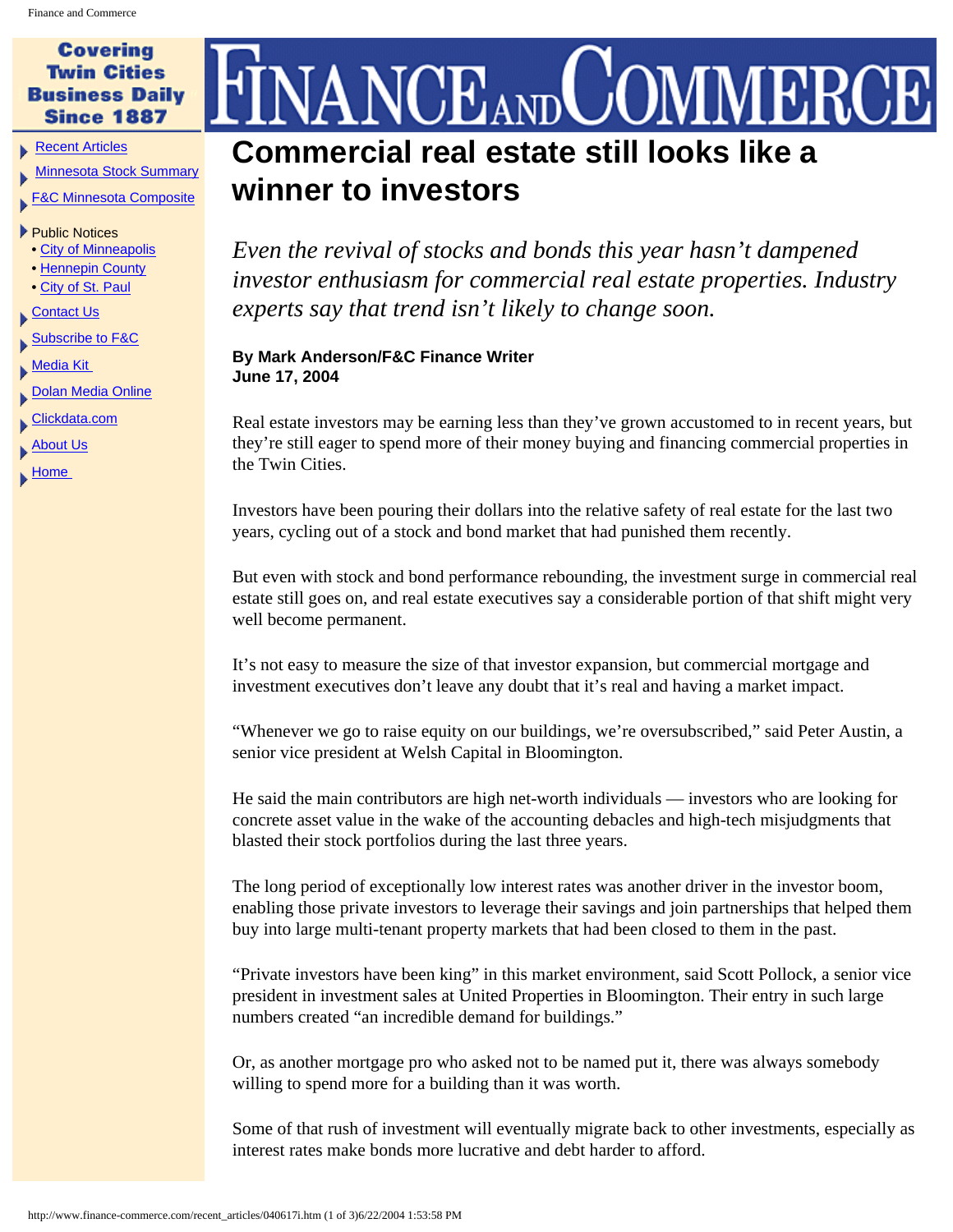# Commercial real estate still looks like a winner to investors

*Even the revival of stocks and bonds this year hasn't dampened investor enthusiasm for commercial real estate properties. Industry experts say that trend isn't likely to change soon.*

**By Mark Anderson/F&C Finance Writer**
**June 17, 2004**

Real estate investors may be earning less than they've grown accustomed to in recent years, but they're still eager to spend more of their money buying and financing commercial properties in the Twin Cities.

Investors have been pouring their dollars into the relative safety of real estate for the last two years, cycling out of a stock and bond market that had punished them recently.

But even with stock and bond performance rebounding, the investment surge in commercial real estate still goes on, and real estate executives say a considerable portion of that shift might very well become permanent.

It's not easy to measure the size of that investor expansion, but commercial mortgage and investment executives don't leave any doubt that it's real and having a market impact.

"Whenever we go to raise equity on our buildings, we're oversubscribed," said Peter Austin, a senior vice president at Welsh Capital in Bloomington.

He said the main contributors are high net-worth individuals — investors who are looking for concrete asset value in the wake of the accounting debacles and high-tech misjudgments that blasted their stock portfolios during the last three years.

The long period of exceptionally low interest rates was another driver in the investor boom, enabling those private investors to leverage their savings and join partnerships that helped them buy into large multi-tenant property markets that had been closed to them in the past.

"Private investors have been king" in this market environment, said Scott Pollock, a senior vice president in investment sales at United Properties in Bloomington. Their entry in such large numbers created "an incredible demand for buildings."

Or, as another mortgage pro who asked not to be named put it, there was always somebody willing to spend more for a building than it was worth.

Some of that rush of investment will eventually migrate back to other investments, especially as interest rates make bonds more lucrative and debt harder to afford.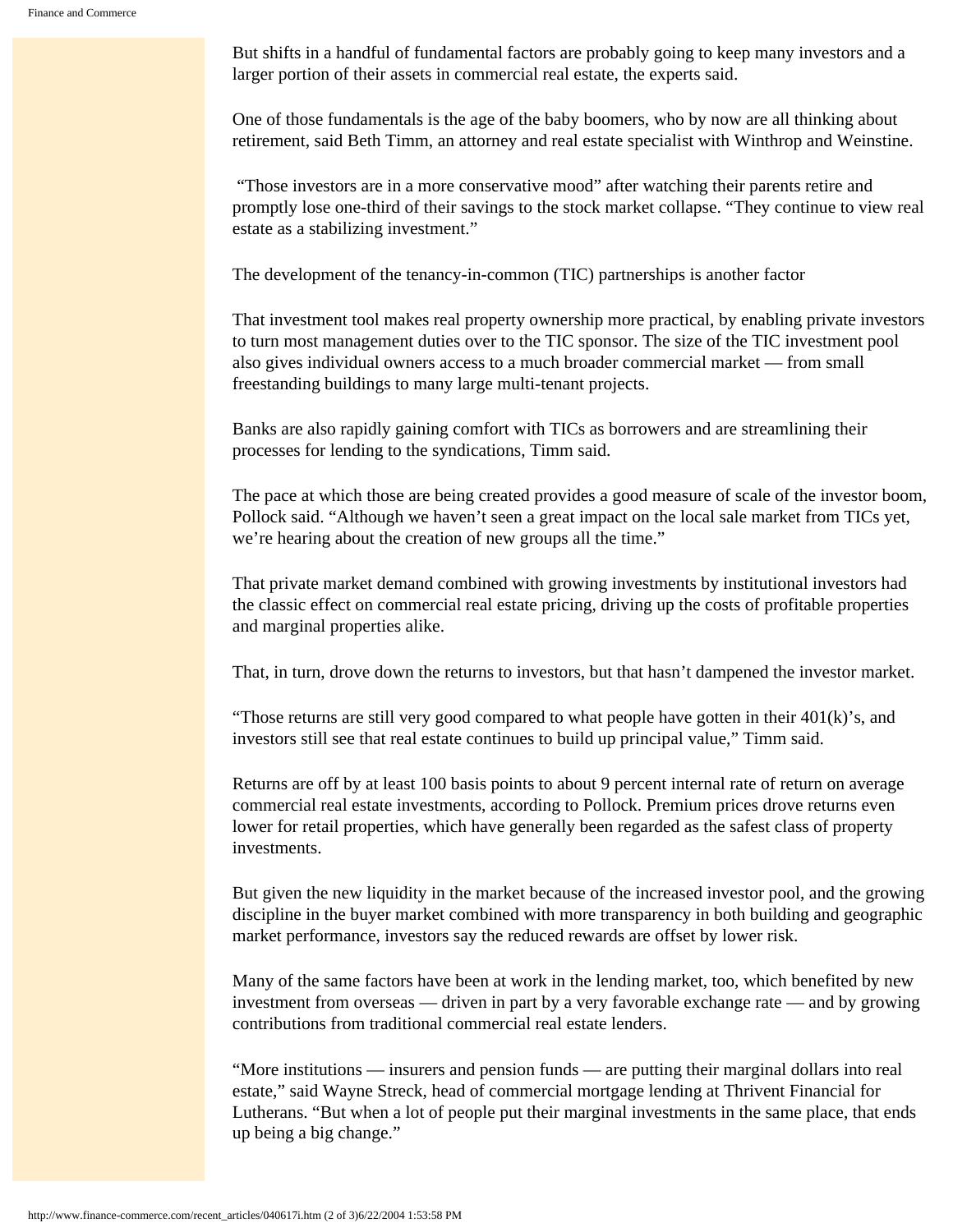But shifts in a handful of fundamental factors are probably going to keep many investors and a larger portion of their assets in commercial real estate, the experts said.

One of those fundamentals is the age of the baby boomers, who by now are all thinking about retirement, said Beth Timm, an attorney and real estate specialist with Winthrop and Weinstine.

"Those investors are in a more conservative mood" after watching their parents retire and promptly lose one-third of their savings to the stock market collapse. "They continue to view real estate as a stabilizing investment."

The development of the tenancy-in-common (TIC) partnerships is another factor

That investment tool makes real property ownership more practical, by enabling private investors to turn most management duties over to the TIC sponsor. The size of the TIC investment pool also gives individual owners access to a much broader commercial market — from small freestanding buildings to many large multi-tenant projects.

Banks are also rapidly gaining comfort with TICs as borrowers and are streamlining their processes for lending to the syndications, Timm said.

The pace at which those are being created provides a good measure of scale of the investor boom, Pollock said. "Although we haven't seen a great impact on the local sale market from TICs yet, we're hearing about the creation of new groups all the time."

That private market demand combined with growing investments by institutional investors had the classic effect on commercial real estate pricing, driving up the costs of profitable properties and marginal properties alike.

That, in turn, drove down the returns to investors, but that hasn't dampened the investor market.

"Those returns are still very good compared to what people have gotten in their 401(k)'s, and investors still see that real estate continues to build up principal value," Timm said.

Returns are off by at least 100 basis points to about 9 percent internal rate of return on average commercial real estate investments, according to Pollock. Premium prices drove returns even lower for retail properties, which have generally been regarded as the safest class of property investments.

But given the new liquidity in the market because of the increased investor pool, and the growing discipline in the buyer market combined with more transparency in both building and geographic market performance, investors say the reduced rewards are offset by lower risk.

Many of the same factors have been at work in the lending market, too, which benefited by new investment from overseas — driven in part by a very favorable exchange rate — and by growing contributions from traditional commercial real estate lenders.

"More institutions — insurers and pension funds — are putting their marginal dollars into real estate," said Wayne Streck, head of commercial mortgage lending at Thrivent Financial for Lutherans. "But when a lot of people put their marginal investments in the same place, that ends up being a big change."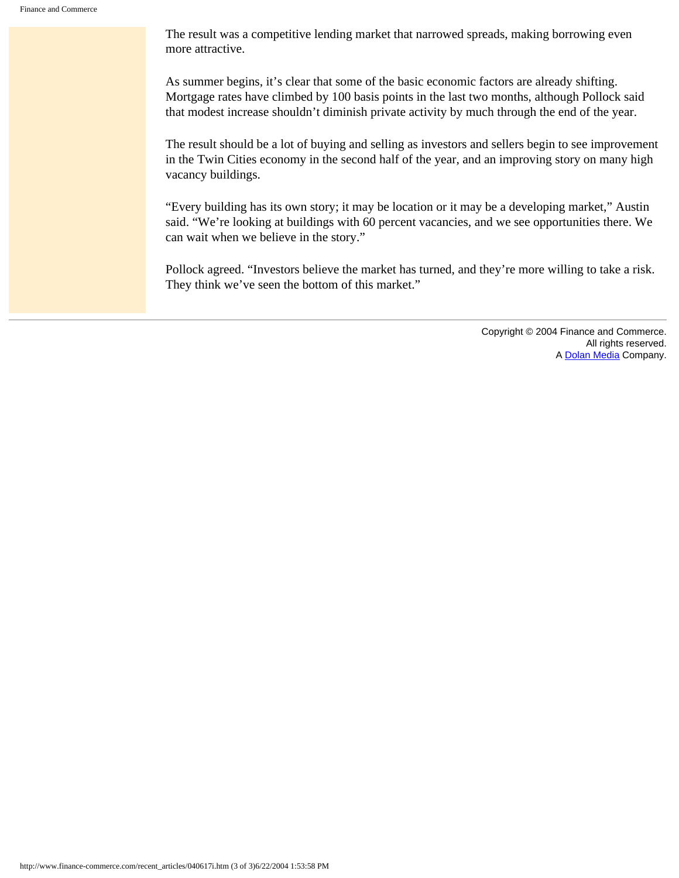The result was a competitive lending market that narrowed spreads, making borrowing even more attractive.

As summer begins, it's clear that some of the basic economic factors are already shifting. Mortgage rates have climbed by 100 basis points in the last two months, although Pollock said that modest increase shouldn't diminish private activity by much through the end of the year.

The result should be a lot of buying and selling as investors and sellers begin to see improvement in the Twin Cities economy in the second half of the year, and an improving story on many high vacancy buildings.

"Every building has its own story; it may be location or it may be a developing market," Austin said. "We're looking at buildings with 60 percent vacancies, and we see opportunities there. We can wait when we believe in the story."

Pollock agreed. "Investors believe the market has turned, and they're more willing to take a risk. They think we've seen the bottom of this market."

---

Copyright © 2004 Finance and Commerce.
All rights reserved.
A Dolan Media Company.